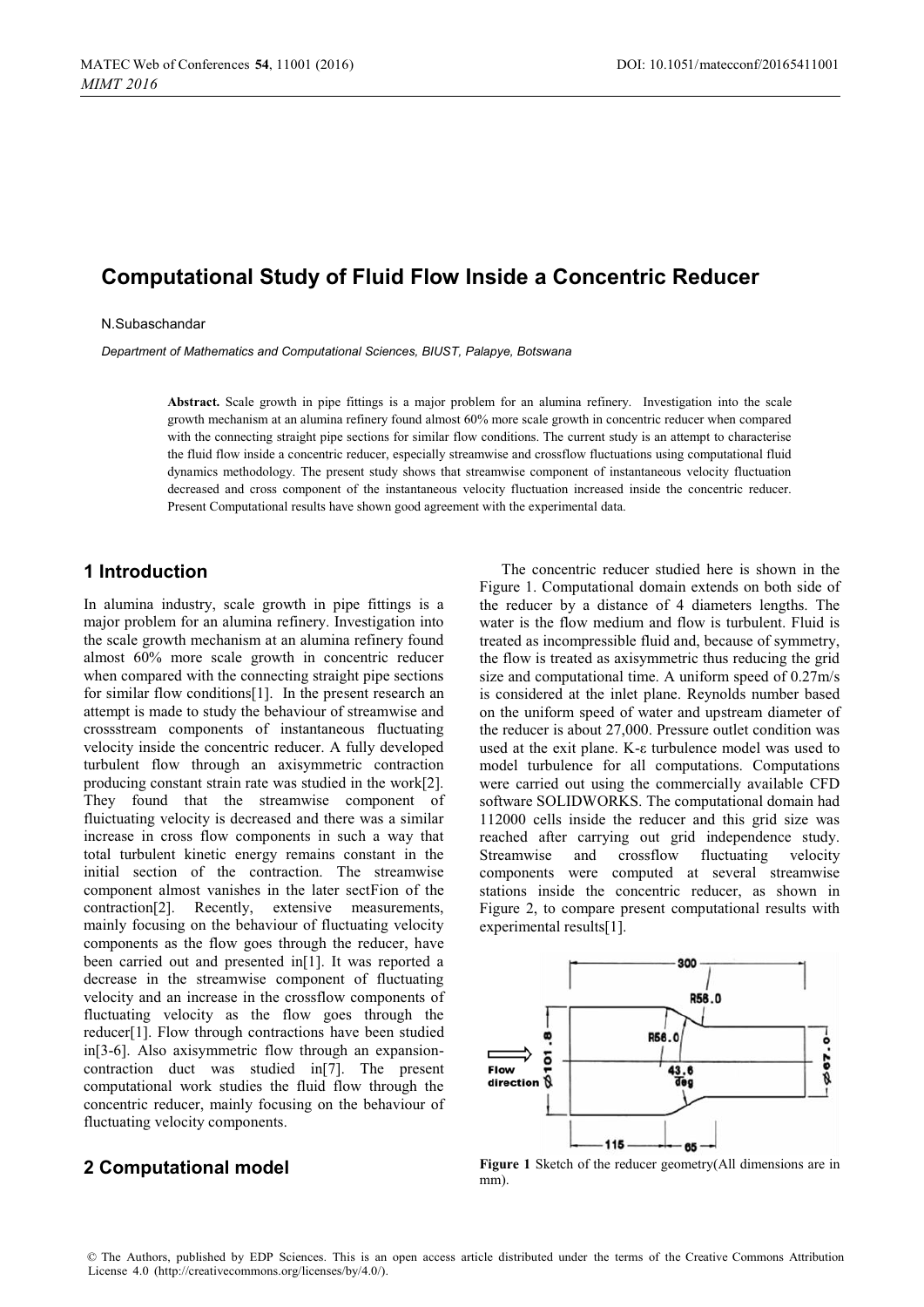# Computational Study of Fluid Flow Inside a Concentric Reducer

N.Subaschandar

*Department of Mathematics and Computational Sciences, BIUST, Palapye, Botswana*

**Abstract.** Scale growth in pipe fittings is a major problem for an alumina refinery. Investigation into the scale growth mechanism at an alumina refinery found almost 60% more scale growth in concentric reducer when compared with the connecting straight pipe sections for similar flow conditions. The current study is an attempt to characterise the fluid flow inside a concentric reducer, especially streamwise and crossflow fluctuations using computational fluid dynamics methodology. The present study shows that streamwise component of instantaneous velocity fluctuation decreased and cross component of the instantaneous velocity fluctuation increased inside the concentric reducer. Present Computational results have shown good agreement with the experimental data.

## 1 Introduction

In alumina industry, scale growth in pipe fittings is a major problem for an alumina refinery. Investigation into the scale growth mechanism at an alumina refinery found almost 60% more scale growth in concentric reducer when compared with the connecting straight pipe sections for similar flow conditions[1]. In the present research an attempt is made to study the behaviour of streamwise and crossstream components of instantaneous fluctuating velocity inside the concentric reducer. A fully developed turbulent flow through an axisymmetric contraction producing constant strain rate was studied in the work[2]. They found that the streamwise component of fluictuating velocity is decreased and there was a similar increase in cross flow components in such a way that total turbulent kinetic energy remains constant in the initial section of the contraction. The streamwise component almost vanishes in the later sectFion of the contraction[2]. Recently, extensive measurements, mainly focusing on the behaviour of fluctuating velocity components as the flow goes through the reducer, have been carried out and presented in[1]. It was reported a decrease in the streamwise component of fluctuating velocity and an increase in the crossflow components of fluctuating velocity as the flow goes through the reducer[1]. Flow through contractions have been studied in[3-6]. Also axisymmetric flow through an expansion-contraction duct was studied in[7]. The present computational work studies the fluid flow through the concentric reducer, mainly focusing on the behaviour of fluctuating velocity components.

## 2 Computational model

The concentric reducer studied here is shown in the Figure 1. Computational domain extends on both side of the reducer by a distance of 4 diameters lengths. The water is the flow medium and flow is turbulent. Fluid is treated as incompressible fluid and, because of symmetry, the flow is treated as axisymmetric thus reducing the grid size and computational time. A uniform speed of 0.27m/s is considered at the inlet plane. Reynolds number based on the uniform speed of water and upstream diameter of the reducer is about 27,000. Pressure outlet condition was used at the exit plane. K-ε turbulence model was used to model turbulence for all computations. Computations were carried out using the commercially available CFD software SOLIDWORKS. The computational domain had 112000 cells inside the reducer and this grid size was reached after carrying out grid independence study. Streamwise and crossflow fluctuating velocity components were computed at several streamwise stations inside the concentric reducer, as shown in Figure 2, to compare present computational results with experimental results[1].

**Figure 1** Sketch of the reducer geometry(All dimensions are in mm).

© The Authors, published by EDP Sciences. This is an open access article distributed under the terms of the Creative Commons Attribution License 4.0 (http://creativecommons.org/licenses/by/4.0/).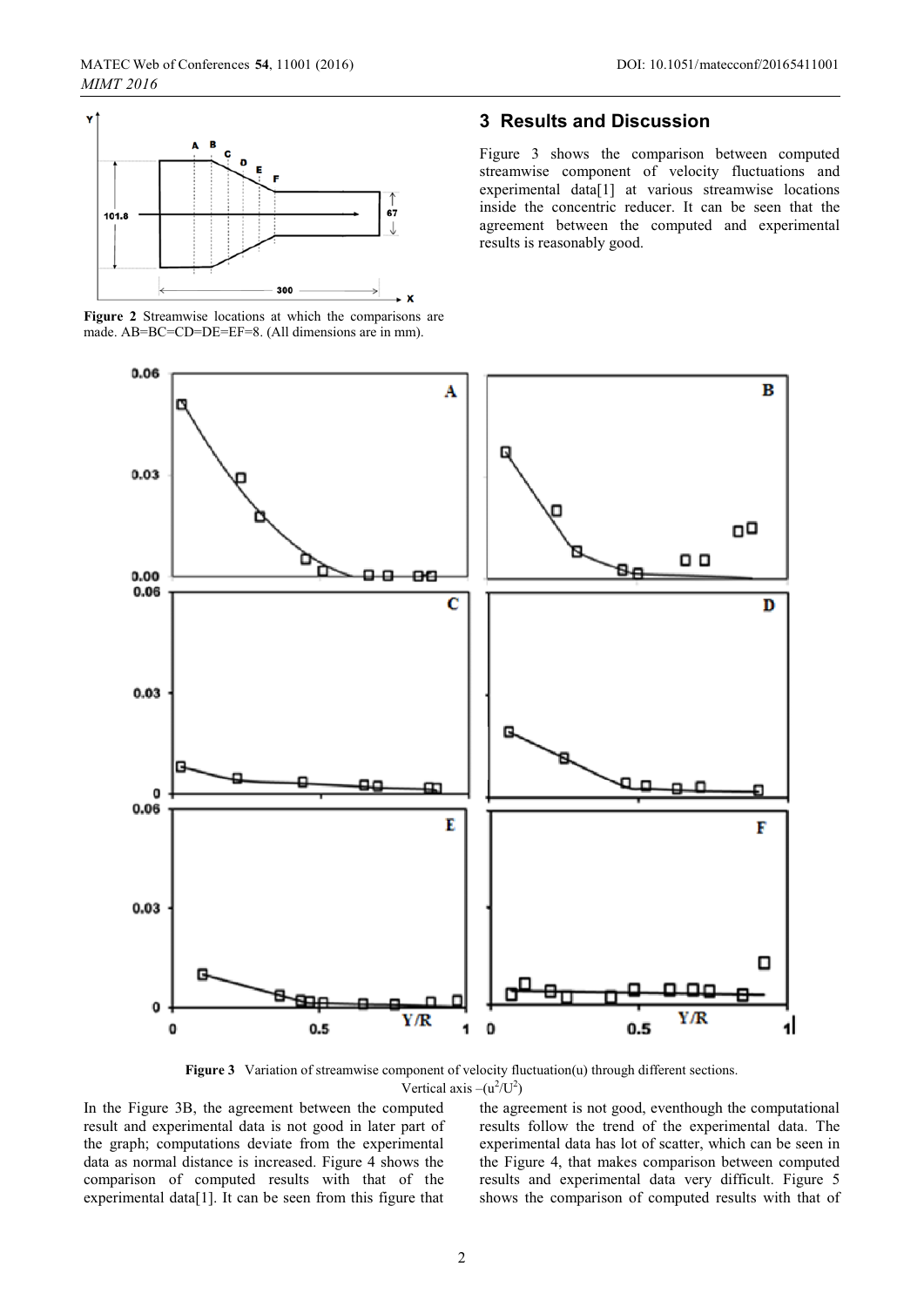**Figure 2** Streamwise locations at which the comparisons are made. AB=BC=CD=DE=EF=8. (All dimensions are in mm).

## 3 Results and Discussion

Figure 3 shows the comparison between computed streamwise component of velocity fluctuations and experimental data[1] at various streamwise locations inside the concentric reducer. It can be seen that the agreement between the computed and experimental results is reasonably good.

**Figure 3** Variation of streamwise component of velocity fluctuation(u) through different sections. Vertical axis –($u^2/U^2$)

In the Figure 3B, the agreement between the computed result and experimental data is not good in later part of the graph; computations deviate from the experimental data as normal distance is increased. Figure 4 shows the comparison of computed results with that of the experimental data[1]. It can be seen from this figure that the agreement is not good, eventhough the computational results follow the trend of the experimental data. The experimental data has lot of scatter, which can be seen in the Figure 4, that makes comparison between computed results and experimental data very difficult. Figure 5 shows the comparison of computed results with that of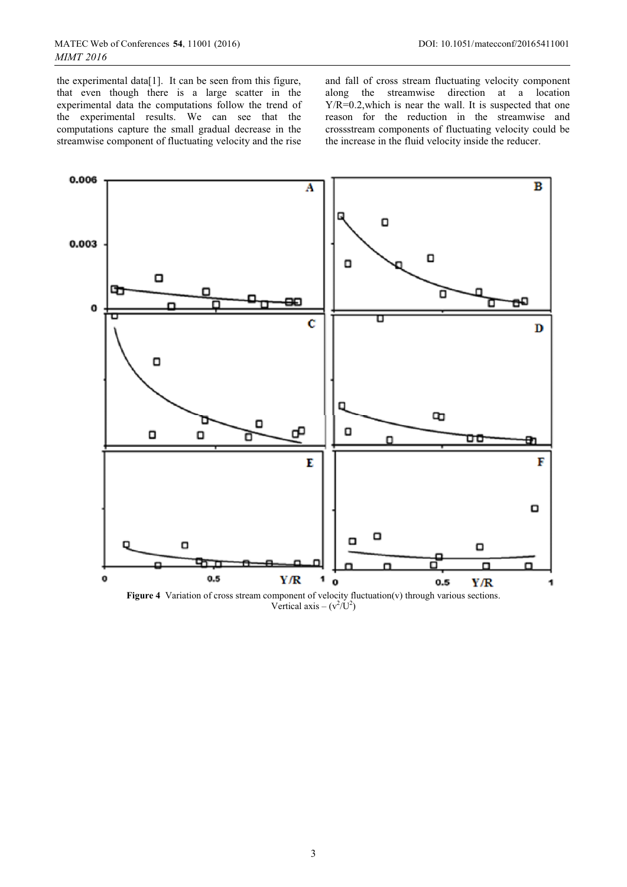the experimental data[1]. It can be seen from this figure, that even though there is a large scatter in the experimental data the computations follow the trend of the experimental results. We can see that the computations capture the small gradual decrease in the streamwise component of fluctuating velocity and the rise and fall of cross stream fluctuating velocity component along the streamwise direction at a location Y/R=0.2,which is near the wall. It is suspected that one reason for the reduction in the streamwise and crossstream components of fluctuating velocity could be the increase in the fluid velocity inside the reducer.

**Figure 4** Variation of cross stream component of velocity fluctuation(v) through various sections. Vertical axis – $(v^2/U^2)$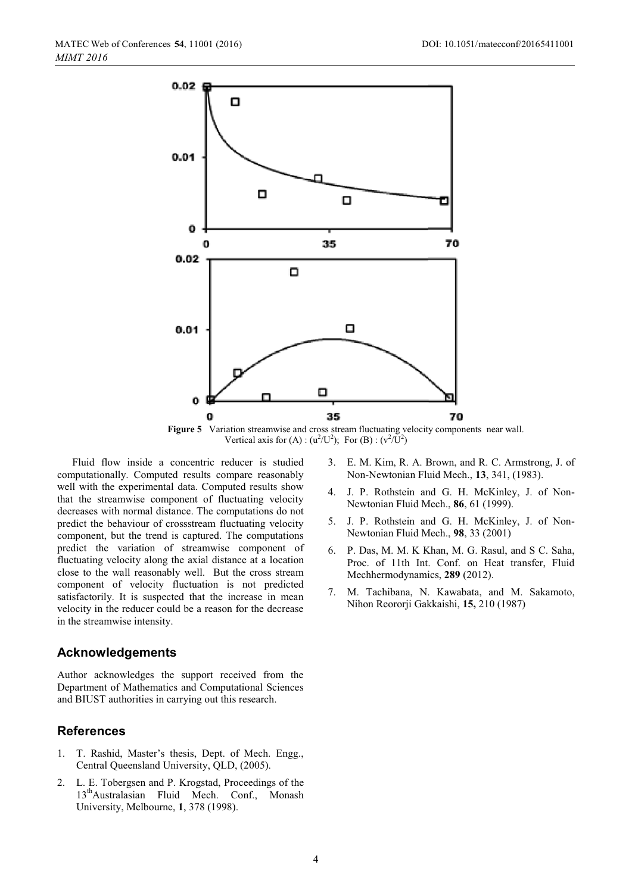0.02

0.01

0

0 35 70

0.02

0.01

0

0 35 70

**Figure 5** Variation streamwise and cross stream fluctuating velocity components near wall. Vertical axis for (A) : $(u^2/U^2)$; For (B) : $(v^2/U^2)$

Fluid flow inside a concentric reducer is studied computationally. Computed results compare reasonably well with the experimental data. Computed results show that the streamwise component of fluctuating velocity decreases with normal distance. The computations do not predict the behaviour of crossstream fluctuating velocity component, but the trend is captured. The computations predict the variation of streamwise component of fluctuating velocity along the axial distance at a location close to the wall reasonably well. But the cross stream component of velocity fluctuation is not predicted satisfactorily. It is suspected that the increase in mean velocity in the reducer could be a reason for the decrease in the streamwise intensity.

## Acknowledgements

Author acknowledges the support received from the Department of Mathematics and Computational Sciences and BIUST authorities in carrying out this research.

## References

1. T. Rashid, Master's thesis, Dept. of Mech. Engg., Central Queensland University, QLD, (2005).
2. L. E. Tobergsen and P. Krogstad, Proceedings of the 13[th]Australasian Fluid Mech. Conf., Monash University, Melbourne, **1**, 378 (1998).
3. E. M. Kim, R. A. Brown, and R. C. Armstrong, J. of Non-Newtonian Fluid Mech., **13**, 341, (1983).
4. J. P. Rothstein and G. H. McKinley, J. of Non-Newtonian Fluid Mech., **86**, 61 (1999).
5. J. P. Rothstein and G. H. McKinley, J. of Non-Newtonian Fluid Mech., **98**, 33 (2001)
6. P. Das, M. M. K Khan, M. G. Rasul, and S C. Saha, Proc. of 11th Int. Conf. on Heat transfer, Fluid Mechhermodynamics, **289** (2012).
7. M. Tachibana, N. Kawabata, and M. Sakamoto, Nihon Reororji Gakkaishi, **15,** 210 (1987)